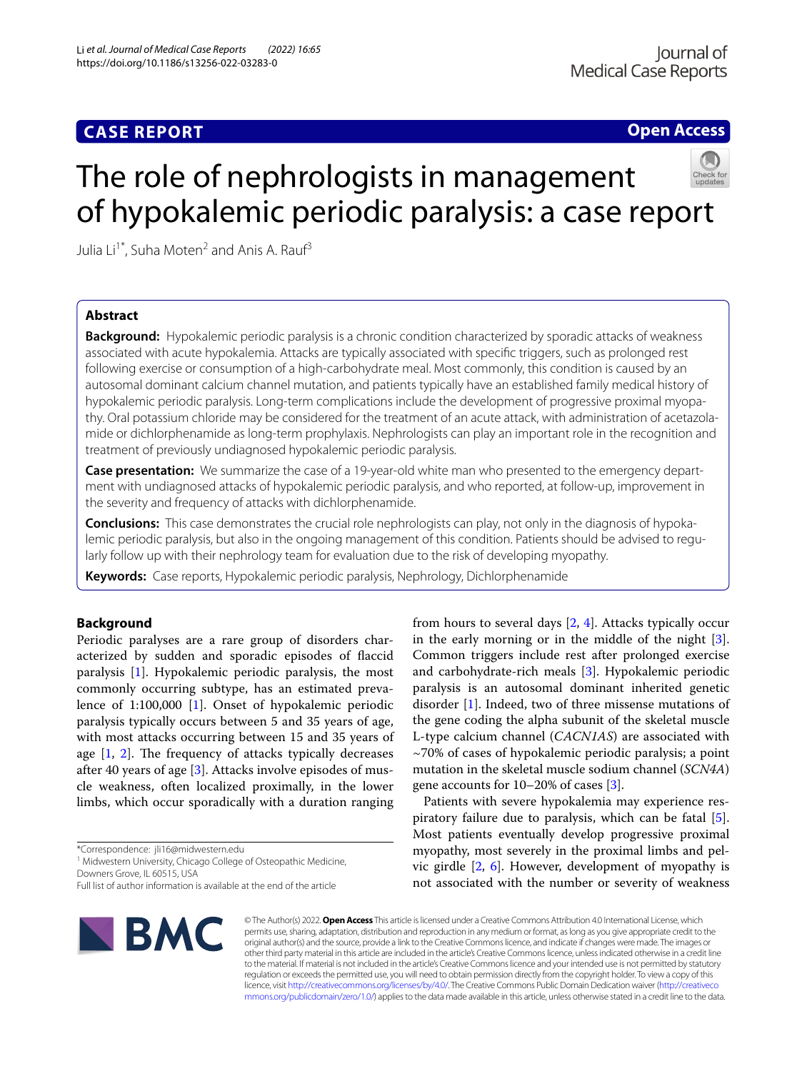# CASE REPORT

# The role of nephrologists in management of hypokalemic periodic paralysis: a case report

Julia Li[1*], Suha Moten[2] and Anis A. Rauf[3]

## Abstract

**Background:** Hypokalemic periodic paralysis is a chronic condition characterized by sporadic attacks of weakness associated with acute hypokalemia. Attacks are typically associated with specific triggers, such as prolonged rest following exercise or consumption of a high-carbohydrate meal. Most commonly, this condition is caused by an autosomal dominant calcium channel mutation, and patients typically have an established family medical history of hypokalemic periodic paralysis. Long-term complications include the development of progressive proximal myopathy. Oral potassium chloride may be considered for the treatment of an acute attack, with administration of acetazolamide or dichlorphenamide as long-term prophylaxis. Nephrologists can play an important role in the recognition and treatment of previously undiagnosed hypokalemic periodic paralysis.

**Case presentation:** We summarize the case of a 19-year-old white man who presented to the emergency department with undiagnosed attacks of hypokalemic periodic paralysis, and who reported, at follow-up, improvement in the severity and frequency of attacks with dichlorphenamide.

**Conclusions:** This case demonstrates the crucial role nephrologists can play, not only in the diagnosis of hypokalemic periodic paralysis, but also in the ongoing management of this condition. Patients should be advised to regularly follow up with their nephrology team for evaluation due to the risk of developing myopathy.

**Keywords:** Case reports, Hypokalemic periodic paralysis, Nephrology, Dichlorphenamide

## Background

Periodic paralyses are a rare group of disorders characterized by sudden and sporadic episodes of flaccid paralysis [1]. Hypokalemic periodic paralysis, the most commonly occurring subtype, has an estimated prevalence of 1:100,000 [1]. Onset of hypokalemic periodic paralysis typically occurs between 5 and 35 years of age, with most attacks occurring between 15 and 35 years of age [1, 2]. The frequency of attacks typically decreases after 40 years of age [3]. Attacks involve episodes of muscle weakness, often localized proximally, in the lower limbs, which occur sporadically with a duration ranging from hours to several days [2, 4]. Attacks typically occur in the early morning or in the middle of the night [3]. Common triggers include rest after prolonged exercise and carbohydrate-rich meals [3]. Hypokalemic periodic paralysis is an autosomal dominant inherited genetic disorder [1]. Indeed, two of three missense mutations of the gene coding the alpha subunit of the skeletal muscle L-type calcium channel (*CACN1AS*) are associated with ~70% of cases of hypokalemic periodic paralysis; a point mutation in the skeletal muscle sodium channel (*SCN4A*) gene accounts for 10–20% of cases [3].

Patients with severe hypokalemia may experience respiratory failure due to paralysis, which can be fatal [5]. Most patients eventually develop progressive proximal myopathy, most severely in the proximal limbs and pelvic girdle [2, 6]. However, development of myopathy is not associated with the number or severity of weakness

*Correspondence: jli16@midwestern.edu
[1] Midwestern University, Chicago College of Osteopathic Medicine, Downers Grove, IL 60515, USA
Full list of author information is available at the end of the article

© The Author(s) 2022. **Open Access** This article is licensed under a Creative Commons Attribution 4.0 International License, which permits use, sharing, adaptation, distribution and reproduction in any medium or format, as long as you give appropriate credit to the original author(s) and the source, provide a link to the Creative Commons licence, and indicate if changes were made. The images or other third party material in this article are included in the article's Creative Commons licence, unless indicated otherwise in a credit line to the material. If material is not included in the article's Creative Commons licence and your intended use is not permitted by statutory regulation or exceeds the permitted use, you will need to obtain permission directly from the copyright holder. To view a copy of this licence, visit http://creativecommons.org/licenses/by/4.0/. The Creative Commons Public Domain Dedication waiver (http://creativecommons.org/publicdomain/zero/1.0/) applies to the data made available in this article, unless otherwise stated in a credit line to the data.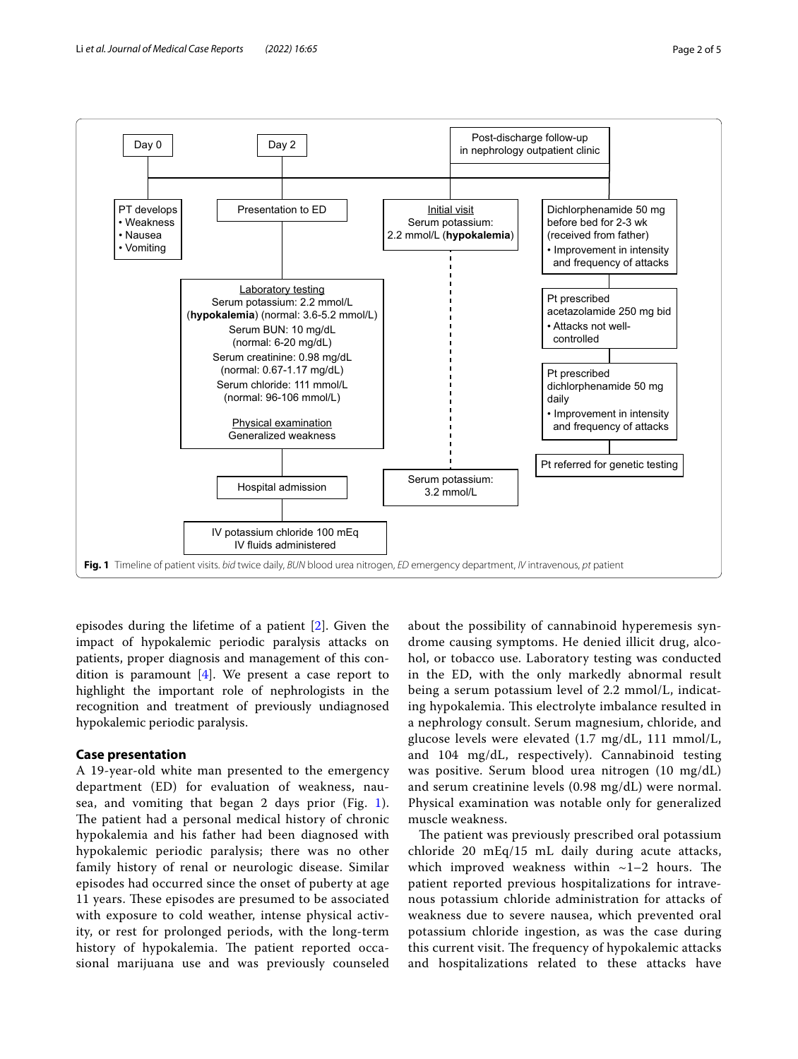Day 0

PT develops
- Weakness
- Nausea
- Vomiting

Day 2

Presentation to ED

Laboratory testing
Serum potassium: 2.2 mmol/L (**hypokalemia**) (normal: 3.6-5.2 mmol/L)
Serum BUN: 10 mg/dL (normal: 6-20 mg/dL)
Serum creatinine: 0.98 mg/dL (normal: 0.67-1.17 mg/dL)
Serum chloride: 111 mmol/L (normal: 96-106 mmol/L)

Physical examination
Generalized weakness

Hospital admission

IV potassium chloride 100 mEq
IV fluids administered

Post-discharge follow-up in nephrology outpatient clinic

Initial visit
Serum potassium: 2.2 mmol/L (**hypokalemia**)

Serum potassium: 3.2 mmol/L

Dichlorphenamide 50 mg before bed for 2-3 wk (received from father)
- Improvement in intensity and frequency of attacks

Pt prescribed acetazolamide 250 mg bid
- Attacks not well-controlled

Pt prescribed dichlorphenamide 50 mg daily
- Improvement in intensity and frequency of attacks

Pt referred for genetic testing

**Fig. 1** Timeline of patient visits. *bid* twice daily, *BUN* blood urea nitrogen, *ED* emergency department, *IV* intravenous, *pt* patient

episodes during the lifetime of a patient [2]. Given the impact of hypokalemic periodic paralysis attacks on patients, proper diagnosis and management of this condition is paramount [4]. We present a case report to highlight the important role of nephrologists in the recognition and treatment of previously undiagnosed hypokalemic periodic paralysis.

## Case presentation

A 19-year-old white man presented to the emergency department (ED) for evaluation of weakness, nausea, and vomiting that began 2 days prior (Fig. 1). The patient had a personal medical history of chronic hypokalemia and his father had been diagnosed with hypokalemic periodic paralysis; there was no other family history of renal or neurologic disease. Similar episodes had occurred since the onset of puberty at age 11 years. These episodes are presumed to be associated with exposure to cold weather, intense physical activity, or rest for prolonged periods, with the long-term history of hypokalemia. The patient reported occasional marijuana use and was previously counseled about the possibility of cannabinoid hyperemesis syndrome causing symptoms. He denied illicit drug, alcohol, or tobacco use. Laboratory testing was conducted in the ED, with the only markedly abnormal result being a serum potassium level of 2.2 mmol/L, indicating hypokalemia. This electrolyte imbalance resulted in a nephrology consult. Serum magnesium, chloride, and glucose levels were elevated (1.7 mg/dL, 111 mmol/L, and 104 mg/dL, respectively). Cannabinoid testing was positive. Serum blood urea nitrogen (10 mg/dL) and serum creatinine levels (0.98 mg/dL) were normal. Physical examination was notable only for generalized muscle weakness.

The patient was previously prescribed oral potassium chloride 20 mEq/15 mL daily during acute attacks, which improved weakness within ~1–2 hours. The patient reported previous hospitalizations for intravenous potassium chloride administration for attacks of weakness due to severe nausea, which prevented oral potassium chloride ingestion, as was the case during this current visit. The frequency of hypokalemic attacks and hospitalizations related to these attacks have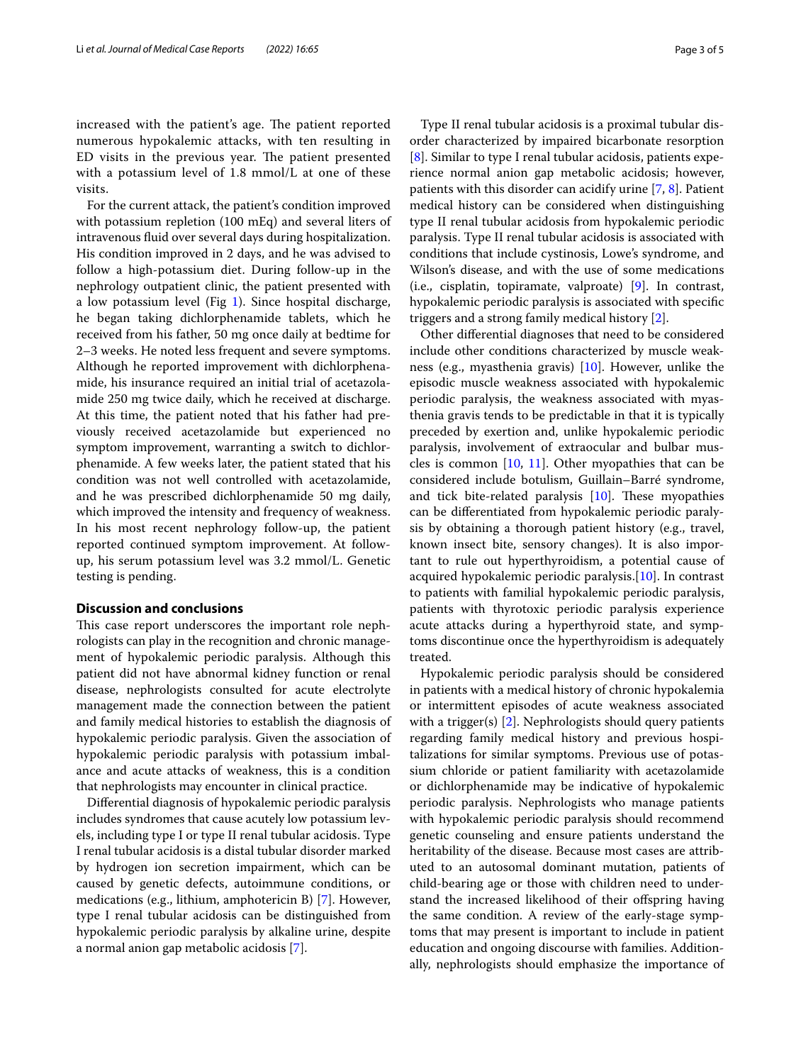increased with the patient's age. The patient reported numerous hypokalemic attacks, with ten resulting in ED visits in the previous year. The patient presented with a potassium level of 1.8 mmol/L at one of these visits.

For the current attack, the patient's condition improved with potassium repletion (100 mEq) and several liters of intravenous fluid over several days during hospitalization. His condition improved in 2 days, and he was advised to follow a high-potassium diet. During follow-up in the nephrology outpatient clinic, the patient presented with a low potassium level (Fig 1). Since hospital discharge, he began taking dichlorphenamide tablets, which he received from his father, 50 mg once daily at bedtime for 2–3 weeks. He noted less frequent and severe symptoms. Although he reported improvement with dichlorphenamide, his insurance required an initial trial of acetazolamide 250 mg twice daily, which he received at discharge. At this time, the patient noted that his father had previously received acetazolamide but experienced no symptom improvement, warranting a switch to dichlorphenamide. A few weeks later, the patient stated that his condition was not well controlled with acetazolamide, and he was prescribed dichlorphenamide 50 mg daily, which improved the intensity and frequency of weakness. In his most recent nephrology follow-up, the patient reported continued symptom improvement. At follow-up, his serum potassium level was 3.2 mmol/L. Genetic testing is pending.

## Discussion and conclusions

This case report underscores the important role nephrologists can play in the recognition and chronic management of hypokalemic periodic paralysis. Although this patient did not have abnormal kidney function or renal disease, nephrologists consulted for acute electrolyte management made the connection between the patient and family medical histories to establish the diagnosis of hypokalemic periodic paralysis. Given the association of hypokalemic periodic paralysis with potassium imbalance and acute attacks of weakness, this is a condition that nephrologists may encounter in clinical practice.

Differential diagnosis of hypokalemic periodic paralysis includes syndromes that cause acutely low potassium levels, including type I or type II renal tubular acidosis. Type I renal tubular acidosis is a distal tubular disorder marked by hydrogen ion secretion impairment, which can be caused by genetic defects, autoimmune conditions, or medications (e.g., lithium, amphotericin B) [7]. However, type I renal tubular acidosis can be distinguished from hypokalemic periodic paralysis by alkaline urine, despite a normal anion gap metabolic acidosis [7].

Type II renal tubular acidosis is a proximal tubular disorder characterized by impaired bicarbonate resorption [8]. Similar to type I renal tubular acidosis, patients experience normal anion gap metabolic acidosis; however, patients with this disorder can acidify urine [7, 8]. Patient medical history can be considered when distinguishing type II renal tubular acidosis from hypokalemic periodic paralysis. Type II renal tubular acidosis is associated with conditions that include cystinosis, Lowe's syndrome, and Wilson's disease, and with the use of some medications (i.e., cisplatin, topiramate, valproate) [9]. In contrast, hypokalemic periodic paralysis is associated with specific triggers and a strong family medical history [2].

Other differential diagnoses that need to be considered include other conditions characterized by muscle weakness (e.g., myasthenia gravis) [10]. However, unlike the episodic muscle weakness associated with hypokalemic periodic paralysis, the weakness associated with myasthenia gravis tends to be predictable in that it is typically preceded by exertion and, unlike hypokalemic periodic paralysis, involvement of extraocular and bulbar muscles is common [10, 11]. Other myopathies that can be considered include botulism, Guillain–Barré syndrome, and tick bite-related paralysis [10]. These myopathies can be differentiated from hypokalemic periodic paralysis by obtaining a thorough patient history (e.g., travel, known insect bite, sensory changes). It is also important to rule out hyperthyroidism, a potential cause of acquired hypokalemic periodic paralysis.[10]. In contrast to patients with familial hypokalemic periodic paralysis, patients with thyrotoxic periodic paralysis experience acute attacks during a hyperthyroid state, and symptoms discontinue once the hyperthyroidism is adequately treated.

Hypokalemic periodic paralysis should be considered in patients with a medical history of chronic hypokalemia or intermittent episodes of acute weakness associated with a trigger(s) [2]. Nephrologists should query patients regarding family medical history and previous hospitalizations for similar symptoms. Previous use of potassium chloride or patient familiarity with acetazolamide or dichlorphenamide may be indicative of hypokalemic periodic paralysis. Nephrologists who manage patients with hypokalemic periodic paralysis should recommend genetic counseling and ensure patients understand the heritability of the disease. Because most cases are attributed to an autosomal dominant mutation, patients of child-bearing age or those with children need to understand the increased likelihood of their offspring having the same condition. A review of the early-stage symptoms that may present is important to include in patient education and ongoing discourse with families. Additionally, nephrologists should emphasize the importance of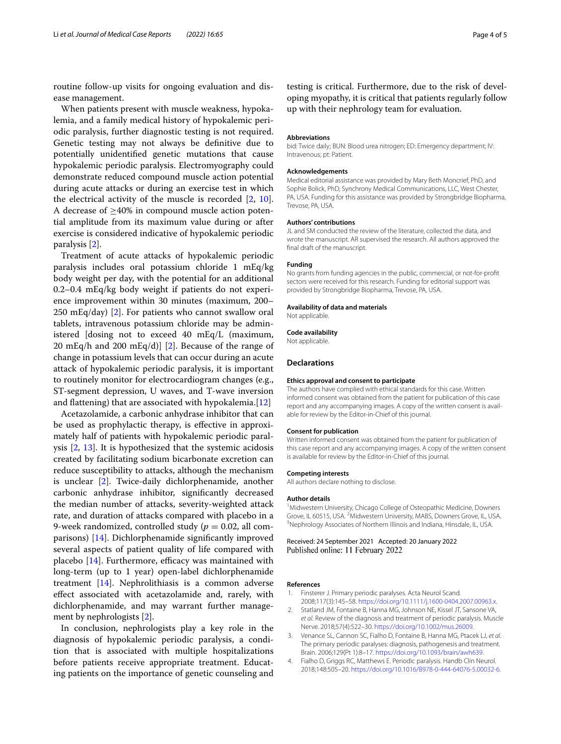routine follow-up visits for ongoing evaluation and disease management.

When patients present with muscle weakness, hypokalemia, and a family medical history of hypokalemic periodic paralysis, further diagnostic testing is not required. Genetic testing may not always be definitive due to potentially unidentified genetic mutations that cause hypokalemic periodic paralysis. Electromyography could demonstrate reduced compound muscle action potential during acute attacks or during an exercise test in which the electrical activity of the muscle is recorded [2, 10]. A decrease of $\geq$40% in compound muscle action potential amplitude from its maximum value during or after exercise is considered indicative of hypokalemic periodic paralysis [2].

Treatment of acute attacks of hypokalemic periodic paralysis includes oral potassium chloride 1 mEq/kg body weight per day, with the potential for an additional 0.2–0.4 mEq/kg body weight if patients do not experience improvement within 30 minutes (maximum, 200–250 mEq/day) [2]. For patients who cannot swallow oral tablets, intravenous potassium chloride may be administered [dosing not to exceed 40 mEq/L (maximum, 20 mEq/h and 200 mEq/d)] [2]. Because of the range of change in potassium levels that can occur during an acute attack of hypokalemic periodic paralysis, it is important to routinely monitor for electrocardiogram changes (e.g., ST-segment depression, U waves, and T-wave inversion and flattening) that are associated with hypokalemia.[12]

Acetazolamide, a carbonic anhydrase inhibitor that can be used as prophylactic therapy, is effective in approximately half of patients with hypokalemic periodic paralysis [2, 13]. It is hypothesized that the systemic acidosis created by facilitating sodium bicarbonate excretion can reduce susceptibility to attacks, although the mechanism is unclear [2]. Twice-daily dichlorphenamide, another carbonic anhydrase inhibitor, significantly decreased the median number of attacks, severity-weighted attack rate, and duration of attacks compared with placebo in a 9-week randomized, controlled study ($p = 0.02$, all comparisons) [14]. Dichlorphenamide significantly improved several aspects of patient quality of life compared with placebo [14]. Furthermore, efficacy was maintained with long-term (up to 1 year) open-label dichlorphenamide treatment [14]. Nephrolithiasis is a common adverse effect associated with acetazolamide and, rarely, with dichlorphenamide, and may warrant further management by nephrologists [2].

In conclusion, nephrologists play a key role in the diagnosis of hypokalemic periodic paralysis, a condition that is associated with multiple hospitalizations before patients receive appropriate treatment. Educating patients on the importance of genetic counseling and testing is critical. Furthermore, due to the risk of developing myopathy, it is critical that patients regularly follow up with their nephrology team for evaluation.

#### Abbreviations

bid: Twice daily; BUN: Blood urea nitrogen; ED: Emergency department; IV: Intravenous; pt: Patient.

#### Acknowledgements

Medical editorial assistance was provided by Mary Beth Moncrief, PhD, and Sophie Bolick, PhD, Synchrony Medical Communications, LLC, West Chester, PA, USA. Funding for this assistance was provided by Strongbridge Biopharma, Trevose, PA, USA.

#### Authors' contributions

JL and SM conducted the review of the literature, collected the data, and wrote the manuscript. AR supervised the research. All authors approved the final draft of the manuscript.

#### Funding

No grants from funding agencies in the public, commercial, or not-for-profit sectors were received for this research. Funding for editorial support was provided by Strongbridge Biopharma, Trevose, PA, USA.

#### Availability of data and materials

Not applicable.

#### Code availability

Not applicable.

### Declarations

#### Ethics approval and consent to participate

The authors have complied with ethical standards for this case. Written informed consent was obtained from the patient for publication of this case report and any accompanying images. A copy of the written consent is available for review by the Editor-in-Chief of this journal.

#### Consent for publication

Written informed consent was obtained from the patient for publication of this case report and any accompanying images. A copy of the written consent is available for review by the Editor-in-Chief of this journal.

#### Competing interests

All authors declare nothing to disclose.

#### Author details

[1] Midwestern University, Chicago College of Osteopathic Medicine, Downers Grove, IL 60515, USA. [2] Midwestern University, MABS, Downers Grove, IL, USA. [3] Nephrology Associates of Northern Illinois and Indiana, Hinsdale, IL, USA.

Received: 24 September 2021 Accepted: 20 January 2022
Published online: 11 February 2022

#### References

1. Finsterer J. Primary periodic paralyses. Acta Neurol Scand. 2008;117(3):145–58. https://doi.org/10.1111/j.1600-0404.2007.00963.x.
2. Statland JM, Fontaine B, Hanna MG, Johnson NE, Kissel JT, Sansone VA, *et al*. Review of the diagnosis and treatment of periodic paralysis. Muscle Nerve. 2018;57(4):522–30. https://doi.org/10.1002/mus.26009.
3. Venance SL, Cannon SC, Fialho D, Fontaine B, Hanna MG, Ptacek LJ, *et al*. The primary periodic paralyses: diagnosis, pathogenesis and treatment. Brain. 2006;129(Pt 1):8–17. https://doi.org/10.1093/brain/awh639.
4. Fialho D, Griggs RC, Matthews E. Periodic paralysis. Handb Clin Neurol. 2018;148:505–20. https://doi.org/10.1016/B978-0-444-64076-5.00032-6.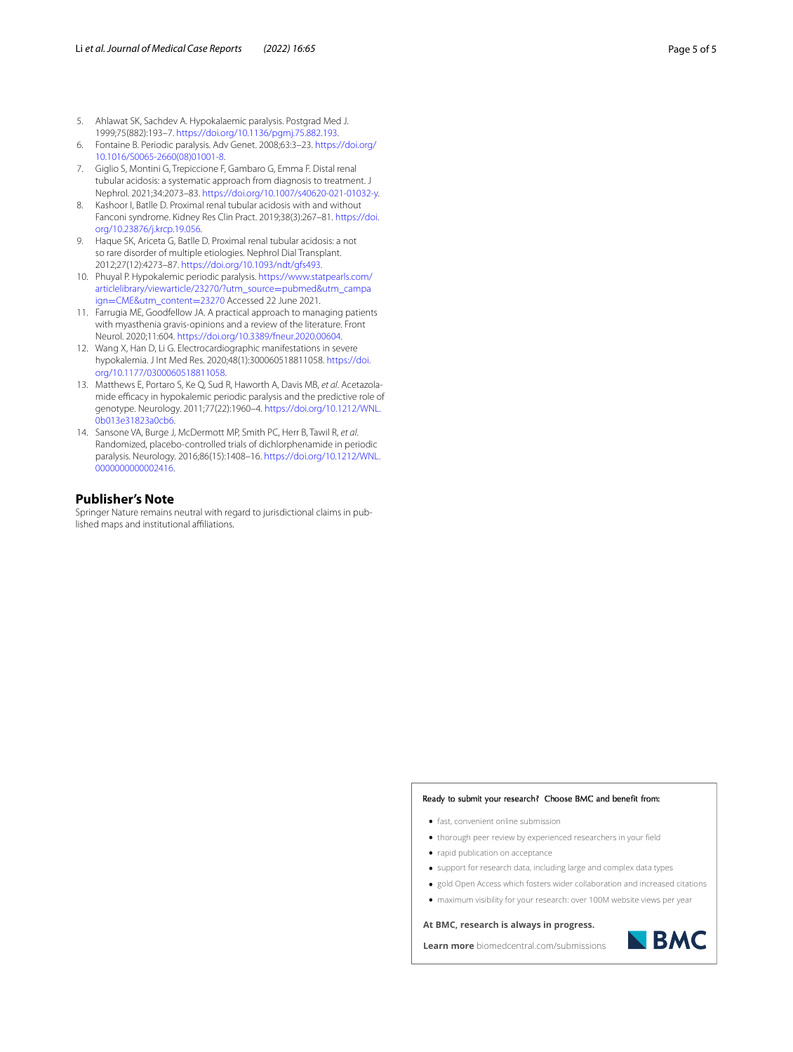5. Ahlawat SK, Sachdev A. Hypokalaemic paralysis. Postgrad Med J. 1999;75(882):193–7. https://doi.org/10.1136/pgmj.75.882.193.
6. Fontaine B. Periodic paralysis. Adv Genet. 2008;63:3–23. https://doi.org/10.1016/S0065-2660(08)01001-8.
7. Giglio S, Montini G, Trepiccione F, Gambaro G, Emma F. Distal renal tubular acidosis: a systematic approach from diagnosis to treatment. J Nephrol. 2021;34:2073–83. https://doi.org/10.1007/s40620-021-01032-y.
8. Kashoor I, Batlle D. Proximal renal tubular acidosis with and without Fanconi syndrome. Kidney Res Clin Pract. 2019;38(3):267–81. https://doi.org/10.23876/j.krcp.19.056.
9. Haque SK, Ariceta G, Batlle D. Proximal renal tubular acidosis: a not so rare disorder of multiple etiologies. Nephrol Dial Transplant. 2012;27(12):4273–87. https://doi.org/10.1093/ndt/gfs493.
10. Phuyal P. Hypokalemic periodic paralysis. https://www.statpearls.com/articlelibrary/viewarticle/23270/?utm_source=pubmed&utm_campaign=CME&utm_content=23270 Accessed 22 June 2021.
11. Farrugia ME, Goodfellow JA. A practical approach to managing patients with myasthenia gravis-opinions and a review of the literature. Front Neurol. 2020;11:604. https://doi.org/10.3389/fneur.2020.00604.
12. Wang X, Han D, Li G. Electrocardiographic manifestations in severe hypokalemia. J Int Med Res. 2020;48(1):300060518811058. https://doi.org/10.1177/0300060518811058.
13. Matthews E, Portaro S, Ke Q, Sud R, Haworth A, Davis MB, *et al*. Acetazolamide efficacy in hypokalemic periodic paralysis and the predictive role of genotype. Neurology. 2011;77(22):1960–4. https://doi.org/10.1212/WNL.0b013e31823a0cb6.
14. Sansone VA, Burge J, McDermott MP, Smith PC, Herr B, Tawil R, *et al*. Randomized, placebo-controlled trials of dichlorphenamide in periodic paralysis. Neurology. 2016;86(15):1408–16. https://doi.org/10.1212/WNL.0000000000002416.

## Publisher's Note

Springer Nature remains neutral with regard to jurisdictional claims in published maps and institutional affiliations.

Ready to submit your research? Choose BMC and benefit from:

- fast, convenient online submission
- thorough peer review by experienced researchers in your field
- rapid publication on acceptance
- support for research data, including large and complex data types
- gold Open Access which fosters wider collaboration and increased citations
- maximum visibility for your research: over 100M website views per year

**At BMC, research is always in progress.**

**Learn more** biomedcentral.com/submissions

BMC